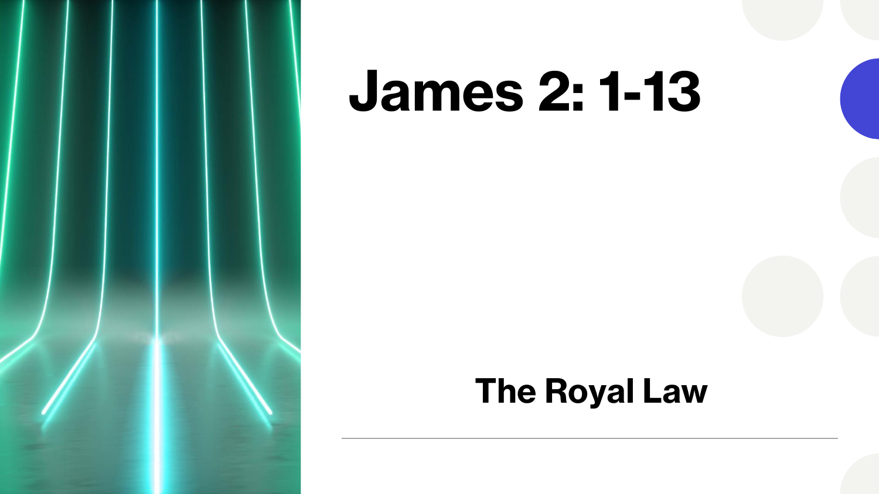# James 2: 1-13

## The Royal Law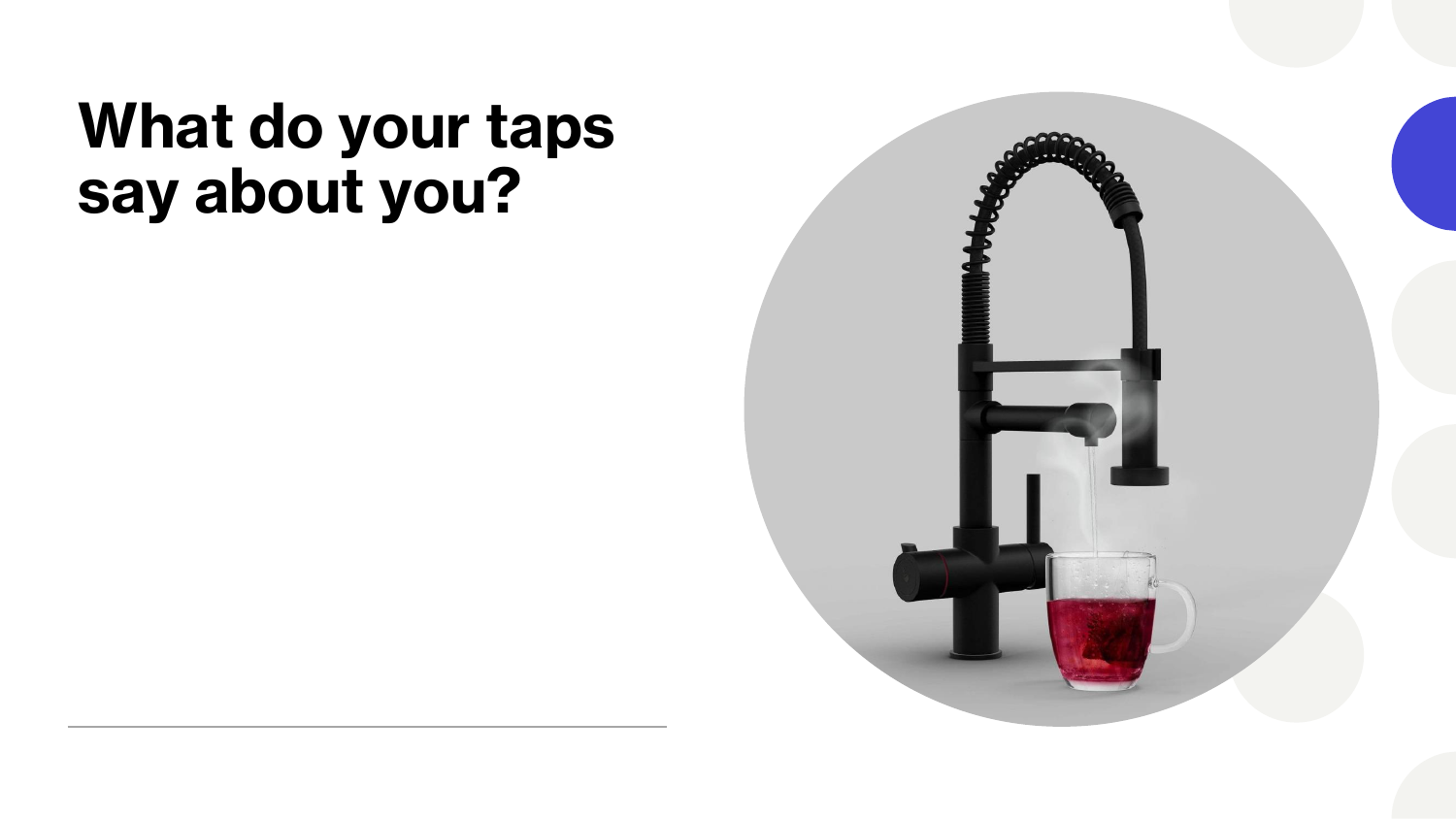# What do your taps say about you?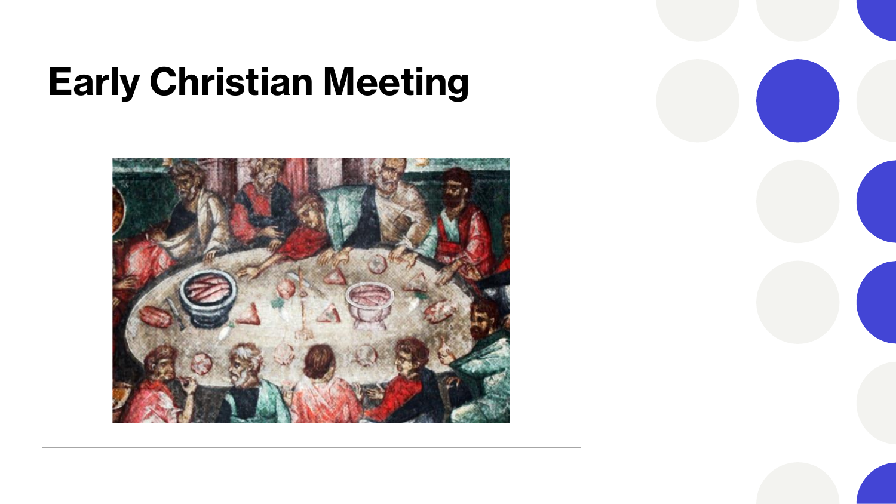# Early Christian Meeting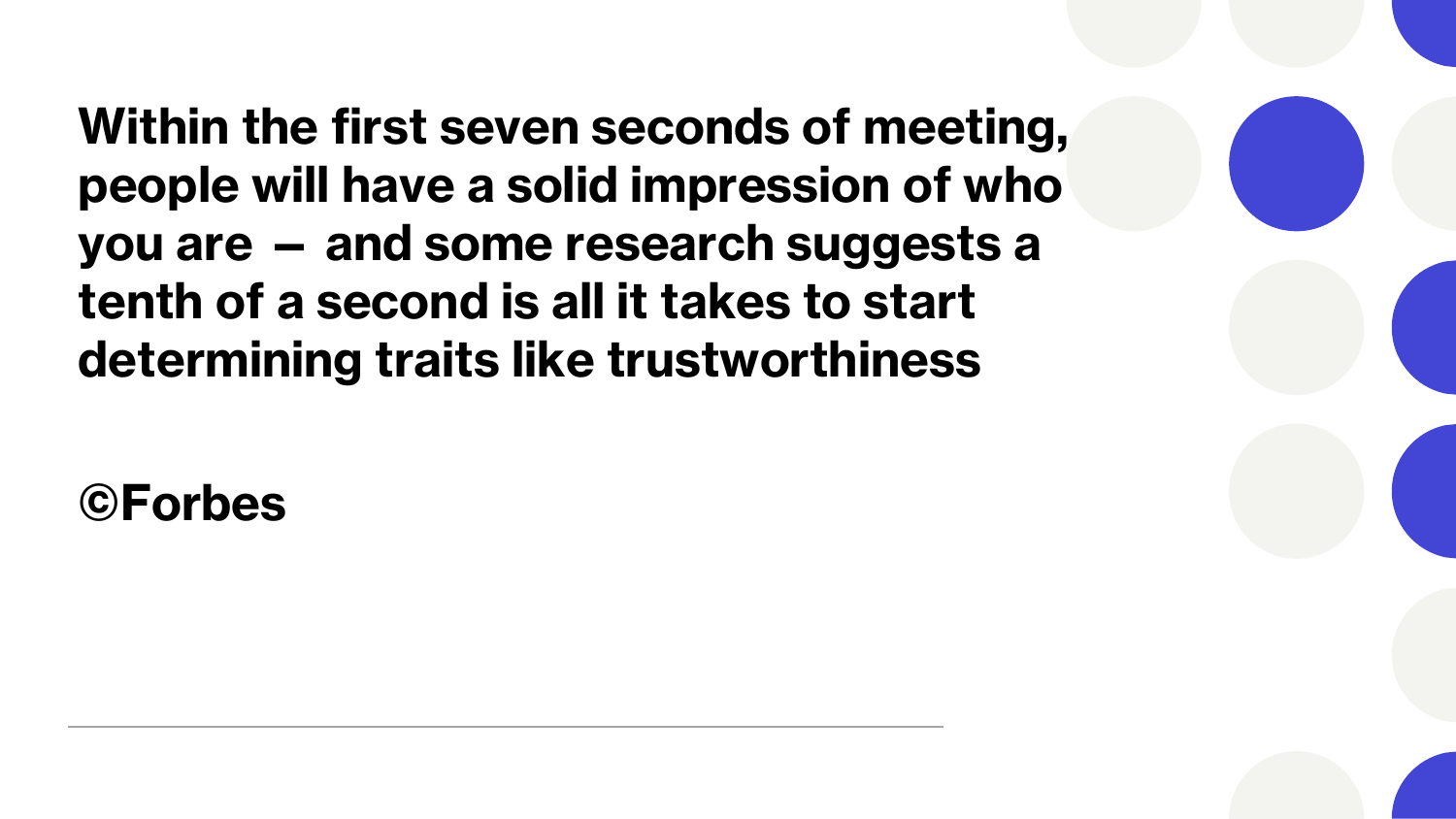**Within the first seven seconds of meeting, people will have a solid impression of who you are – and some research suggests a tenth of a second is all it takes to start determining traits like trustworthiness**

**©Forbes**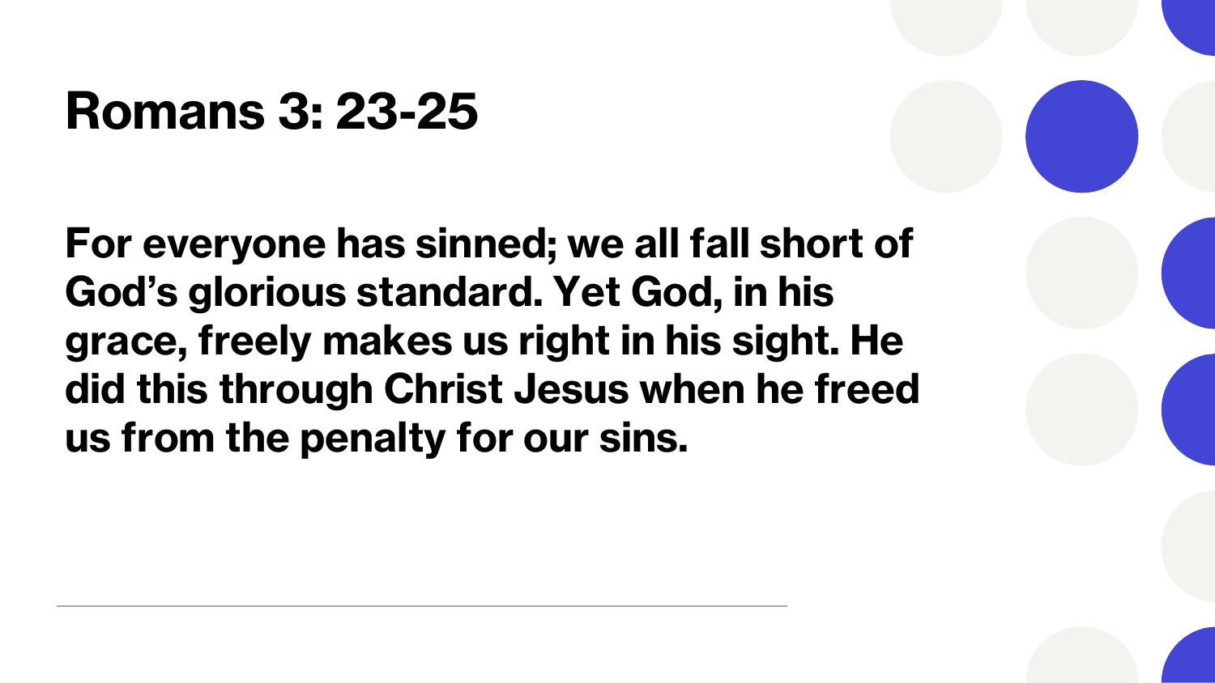# Romans 3: 23-25

**For everyone has sinned; we all fall short of God's glorious standard. Yet God, in his grace, freely makes us right in his sight. He did this through Christ Jesus when he freed us from the penalty for our sins.**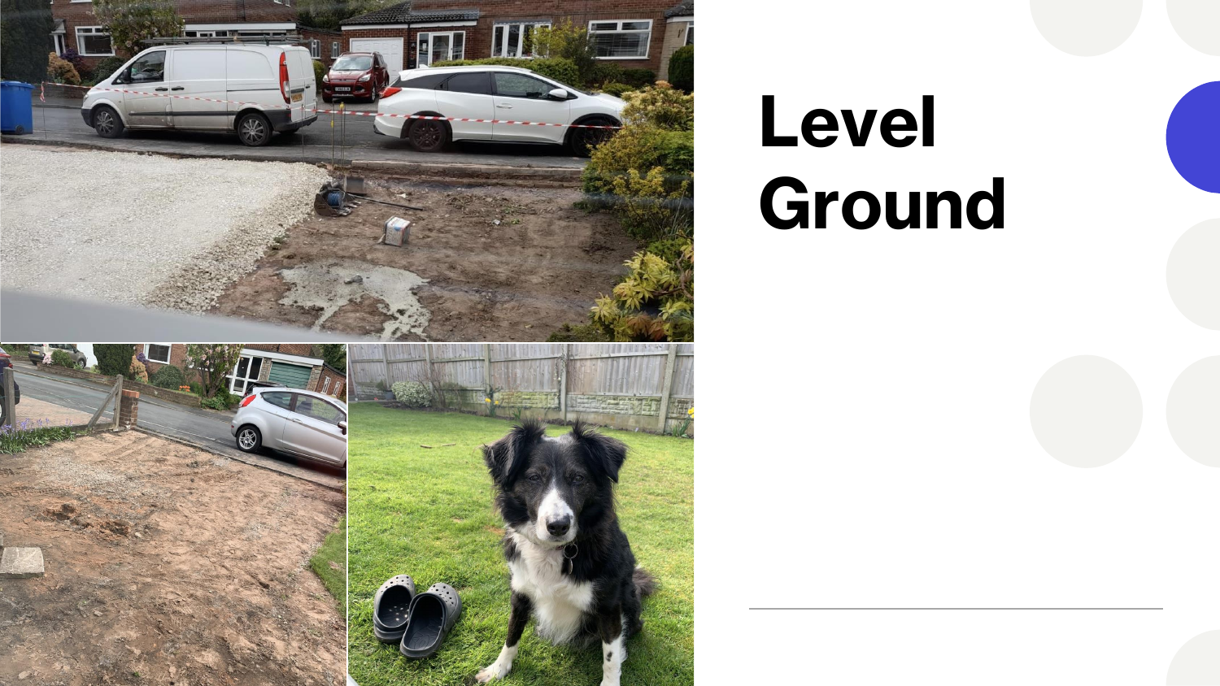# Level Ground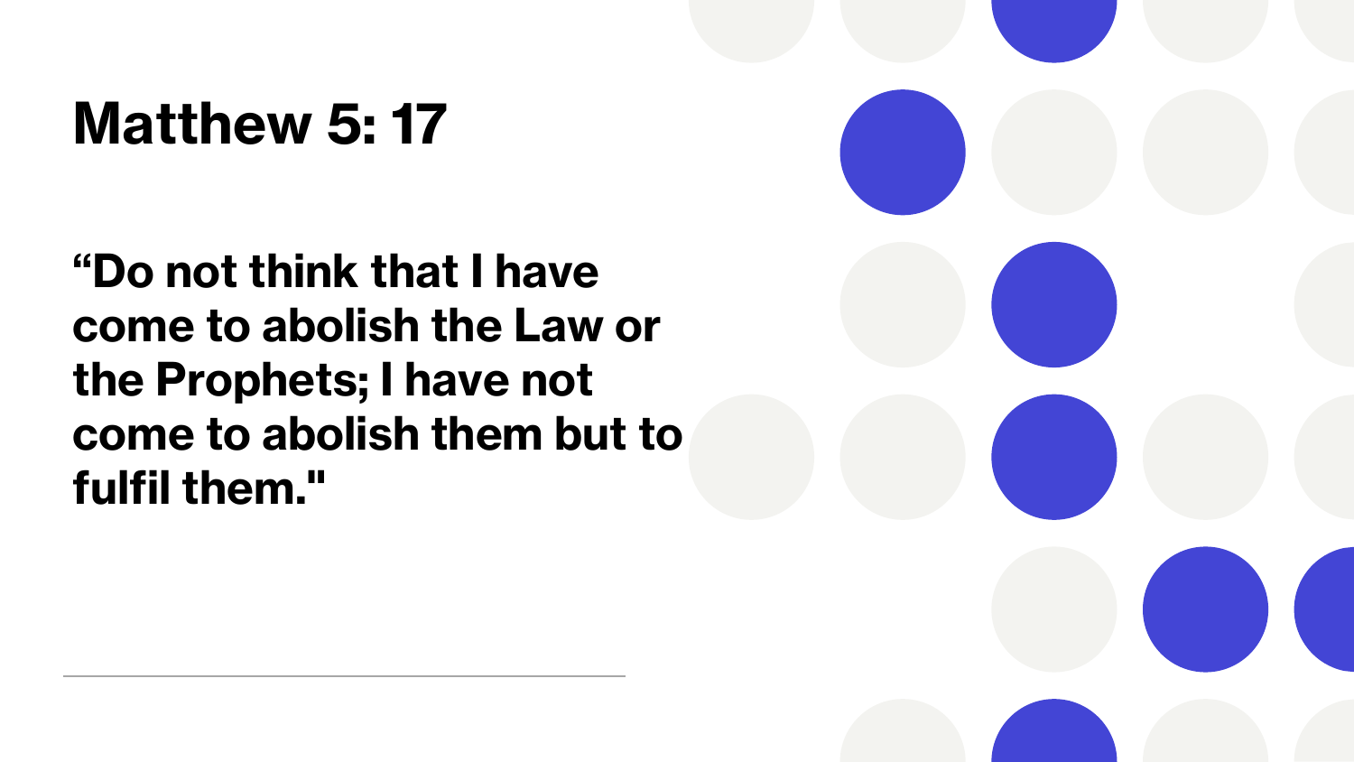# Matthew 5: 17

**“Do not think that I have come to abolish the Law or the Prophets; I have not come to abolish them but to fulfil them."**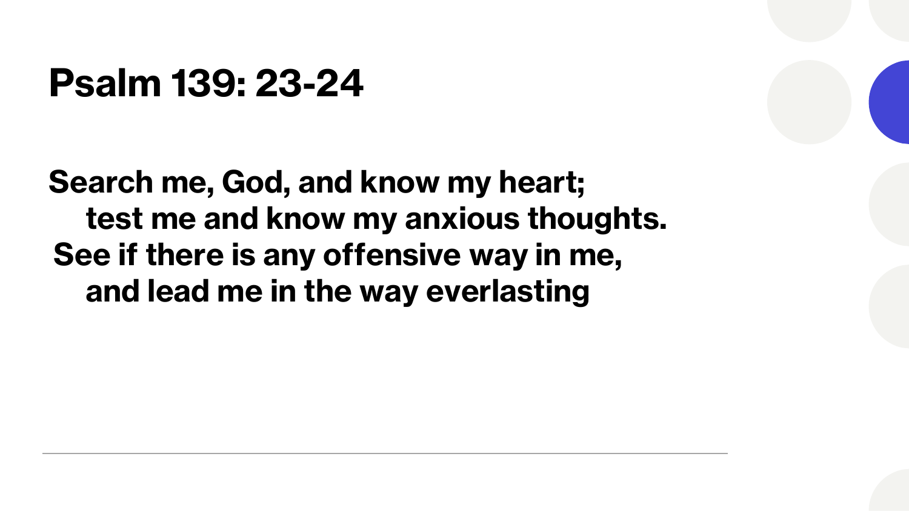# Psalm 139: 23-24

**Search me, God, and know my heart;**
**test me and know my anxious thoughts.**
**See if there is any offensive way in me,**
**and lead me in the way everlasting**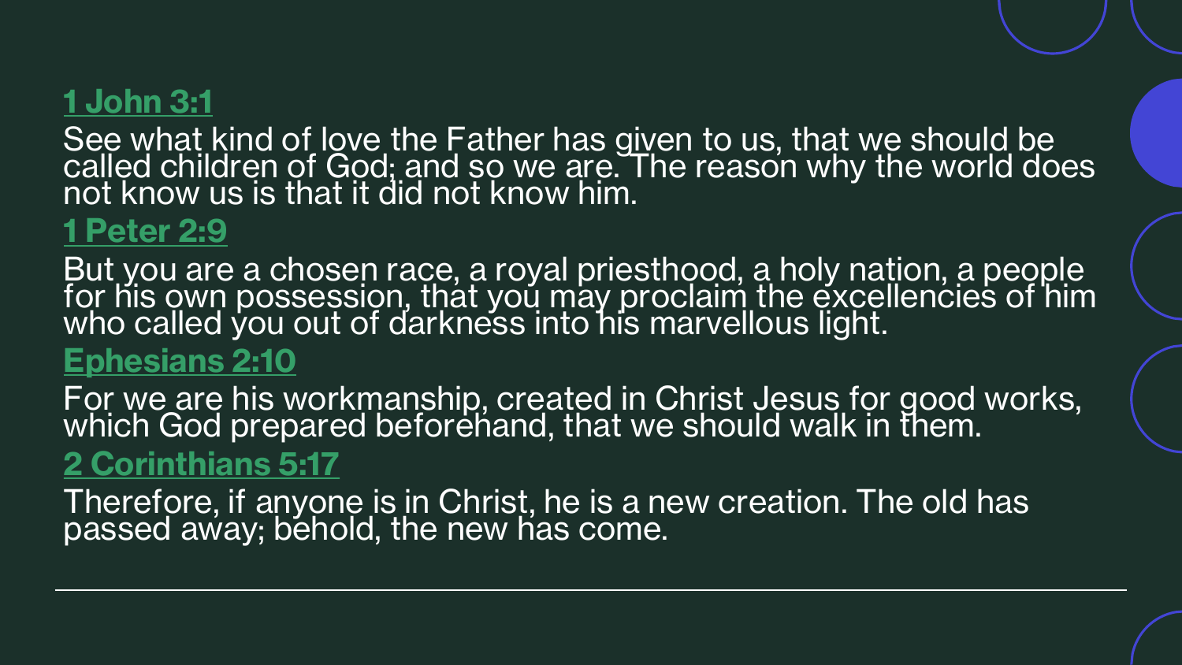**1 John 3:1**

See what kind of love the Father has given to us, that we should be called children of God; and so we are. The reason why the world does not know us is that it did not know him.

**1 Peter 2:9**

But you are a chosen race, a royal priesthood, a holy nation, a people for his own possession, that you may proclaim the excellencies of him who called you out of darkness into his marvellous light.

**Ephesians 2:10**

For we are his workmanship, created in Christ Jesus for good works, which God prepared beforehand, that we should walk in them.

**2 Corinthians 5:17**

Therefore, if anyone is in Christ, he is a new creation. The old has passed away; behold, the new has come.